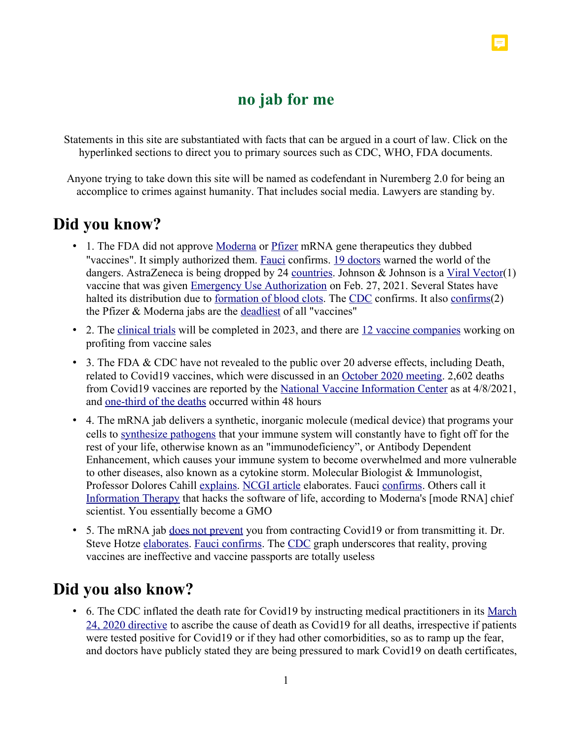# no jab for me

Statements in this site are substantiated with facts that can be argued in a court of law. Click on the hyperlinked sections to direct you to primary sources such as CDC, WHO, FDA documents.

Anyone trying to take down this site will be named as codefendant in Nuremberg 2.0 for being an accomplice to crimes against humanity. That includes social media. Lawyers are standing by.

## Did you know?

- 1. The FDA did not approve Moderna or Pfizer mRNA gene therapeutics they dubbed "vaccines". It simply authorized them. Fauci confirms. 19 doctors warned the world of the dangers. AstraZeneca is being dropped by 24 countries. Johnson & Johnson is a Viral Vector(1) vaccine that was given Emergency Use Authorization on Feb. 27, 2021. Several States have halted its distribution due to formation of blood clots. The CDC confirms. It also confirms(2) the Pfizer & Moderna jabs are the deadliest of all "vaccines"
- 2. The clinical trials will be completed in 2023, and there are 12 vaccine companies working on profiting from vaccine sales
- 3. The FDA & CDC have not revealed to the public over 20 adverse effects, including Death, related to Covid19 vaccines, which were discussed in an October 2020 meeting. 2,602 deaths from Covid19 vaccines are reported by the National Vaccine Information Center as at 4/8/2021, and one-third of the deaths occurred within 48 hours
- 4. The mRNA jab delivers a synthetic, inorganic molecule (medical device) that programs your cells to synthesize pathogens that your immune system will constantly have to fight off for the rest of your life, otherwise known as an "immunodeficiency", or Antibody Dependent Enhancement, which causes your immune system to become overwhelmed and more vulnerable to other diseases, also known as a cytokine storm. Molecular Biologist & Immunologist, Professor Dolores Cahill explains. NCGI article elaborates. Fauci confirms. Others call it Information Therapy that hacks the software of life, according to Moderna's [mode RNA] chief scientist. You essentially become a GMO
- 5. The mRNA jab does not prevent you from contracting Covid19 or from transmitting it. Dr. Steve Hotze elaborates. Fauci confirms. The CDC graph underscores that reality, proving vaccines are ineffective and vaccine passports are totally useless

## Did you also know?

- 6. The CDC inflated the death rate for Covid19 by instructing medical practitioners in its March 24, 2020 directive to ascribe the cause of death as Covid19 for all deaths, irrespective if patients were tested positive for Covid19 or if they had other comorbidities, so as to ramp up the fear, and doctors have publicly stated they are being pressured to mark Covid19 on death certificates,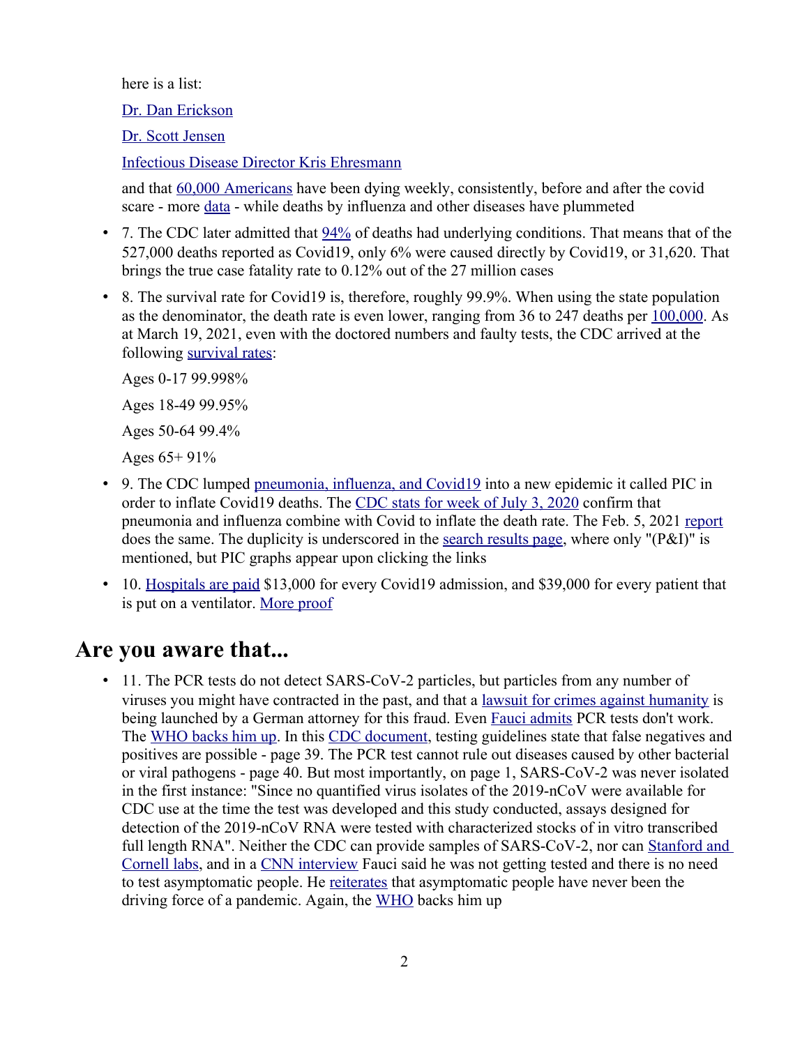here is a list:

Dr. Dan Erickson

Dr. Scott Jensen

Infectious Disease Director Kris Ehresmann

and that 60,000 Americans have been dying weekly, consistently, before and after the covid scare - more data - while deaths by influenza and other diseases have plummeted

- 7. The CDC later admitted that 94% of deaths had underlying conditions. That means that of the 527,000 deaths reported as Covid19, only 6% were caused directly by Covid19, or 31,620. That brings the true case fatality rate to 0.12% out of the 27 million cases
- 8. The survival rate for Covid19 is, therefore, roughly 99.9%. When using the state population as the denominator, the death rate is even lower, ranging from 36 to 247 deaths per 100,000. As at March 19, 2021, even with the doctored numbers and faulty tests, the CDC arrived at the following survival rates:

  Ages 0-17 99.998%

  Ages 18-49 99.95%

  Ages 50-64 99.4%

  Ages 65+ 91%
- 9. The CDC lumped pneumonia, influenza, and Covid19 into a new epidemic it called PIC in order to inflate Covid19 deaths. The CDC stats for week of July 3, 2020 confirm that pneumonia and influenza combine with Covid to inflate the death rate. The Feb. 5, 2021 report does the same. The duplicity is underscored in the search results page, where only "(P&I)" is mentioned, but PIC graphs appear upon clicking the links
- 10. Hospitals are paid $13,000 for every Covid19 admission, and $39,000 for every patient that is put on a ventilator. More proof

## Are you aware that...

- 11. The PCR tests do not detect SARS-CoV-2 particles, but particles from any number of viruses you might have contracted in the past, and that a lawsuit for crimes against humanity is being launched by a German attorney for this fraud. Even Fauci admits PCR tests don't work. The WHO backs him up. In this CDC document, testing guidelines state that false negatives and positives are possible - page 39. The PCR test cannot rule out diseases caused by other bacterial or viral pathogens - page 40. But most importantly, on page 1, SARS-CoV-2 was never isolated in the first instance: "Since no quantified virus isolates of the 2019-nCoV were available for CDC use at the time the test was developed and this study conducted, assays designed for detection of the 2019-nCoV RNA were tested with characterized stocks of in vitro transcribed full length RNA". Neither the CDC can provide samples of SARS-CoV-2, nor can Stanford and Cornell labs, and in a CNN interview Fauci said he was not getting tested and there is no need to test asymptomatic people. He reiterates that asymptomatic people have never been the driving force of a pandemic. Again, the WHO backs him up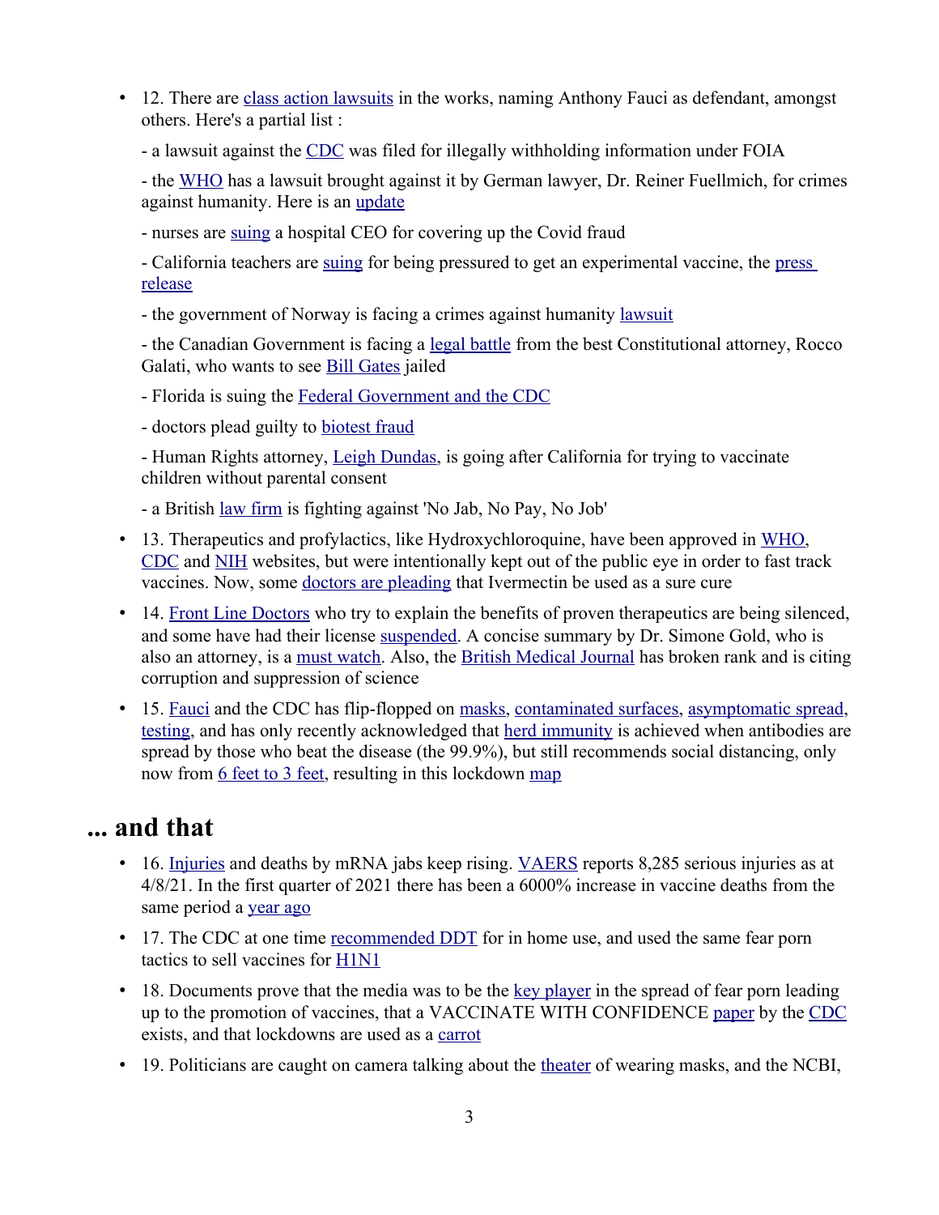- 12. There are class action lawsuits in the works, naming Anthony Fauci as defendant, amongst others. Here's a partial list :

  - a lawsuit against the CDC was filed for illegally withholding information under FOIA

  - the WHO has a lawsuit brought against it by German lawyer, Dr. Reiner Fuellmich, for crimes against humanity. Here is an update

  - nurses are suing a hospital CEO for covering up the Covid fraud

  - California teachers are suing for being pressured to get an experimental vaccine, the press release

  - the government of Norway is facing a crimes against humanity lawsuit

  - the Canadian Government is facing a legal battle from the best Constitutional attorney, Rocco Galati, who wants to see Bill Gates jailed

  - Florida is suing the Federal Government and the CDC

  - doctors plead guilty to biotest fraud

  - Human Rights attorney, Leigh Dundas, is going after California for trying to vaccinate children without parental consent

  - a British law firm is fighting against 'No Jab, No Pay, No Job'

- 13. Therapeutics and profylactics, like Hydroxychloroquine, have been approved in WHO, CDC and NIH websites, but were intentionally kept out of the public eye in order to fast track vaccines. Now, some doctors are pleading that Ivermectin be used as a sure cure

- 14. Front Line Doctors who try to explain the benefits of proven therapeutics are being silenced, and some have had their license suspended. A concise summary by Dr. Simone Gold, who is also an attorney, is a must watch. Also, the British Medical Journal has broken rank and is citing corruption and suppression of science

- 15. Fauci and the CDC has flip-flopped on masks, contaminated surfaces, asymptomatic spread, testing, and has only recently acknowledged that herd immunity is achieved when antibodies are spread by those who beat the disease (the 99.9%), but still recommends social distancing, only now from 6 feet to 3 feet, resulting in this lockdown map

## ... and that

- 16. Injuries and deaths by mRNA jabs keep rising. VAERS reports 8,285 serious injuries as at 4/8/21. In the first quarter of 2021 there has been a 6000% increase in vaccine deaths from the same period a year ago

- 17. The CDC at one time recommended DDT for in home use, and used the same fear porn tactics to sell vaccines for H1N1

- 18. Documents prove that the media was to be the key player in the spread of fear porn leading up to the promotion of vaccines, that a VACCINATE WITH CONFIDENCE paper by the CDC exists, and that lockdowns are used as a carrot

- 19. Politicians are caught on camera talking about the theater of wearing masks, and the NCBI,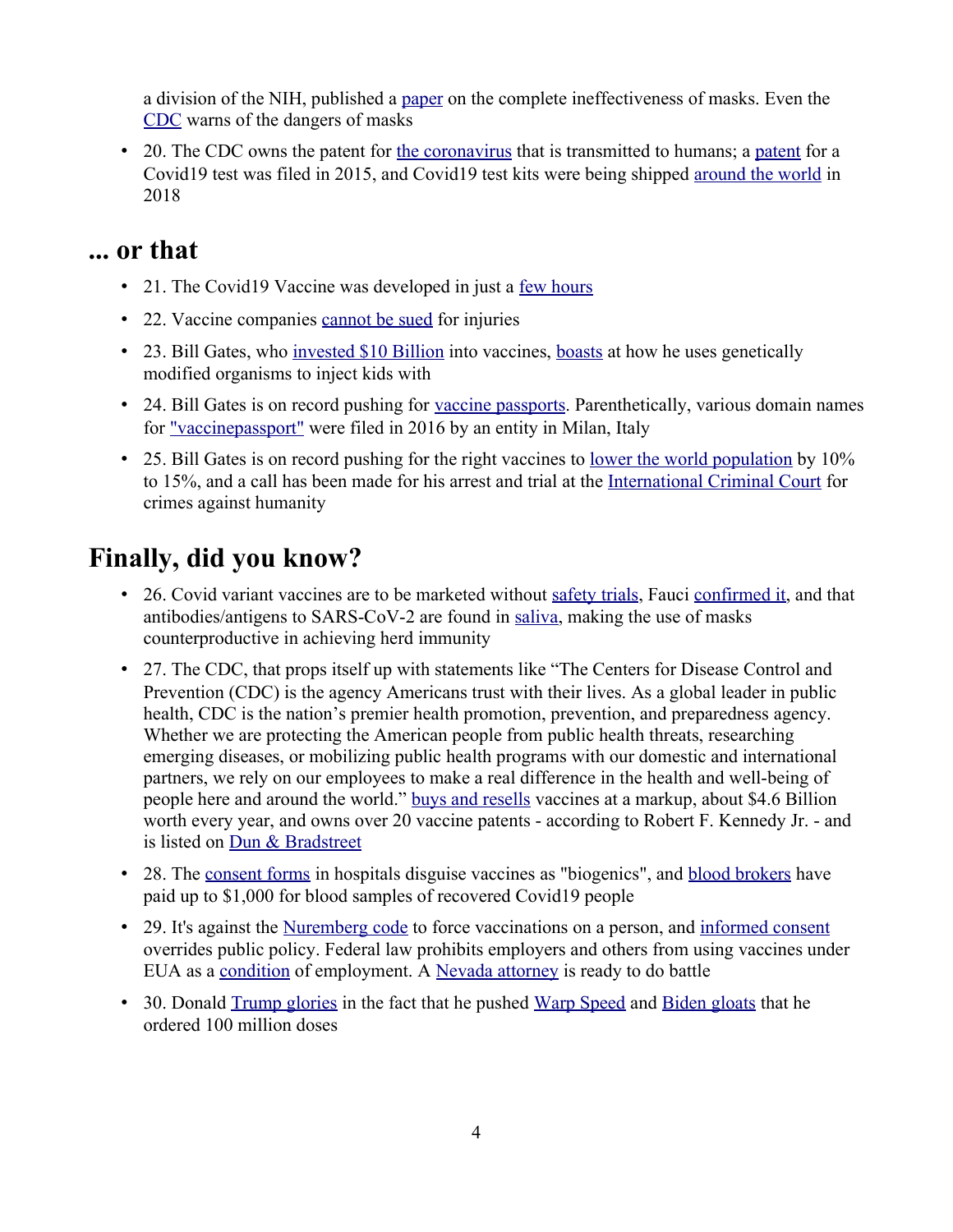a division of the NIH, published a paper on the complete ineffectiveness of masks. Even the CDC warns of the dangers of masks

- 20. The CDC owns the patent for the coronavirus that is transmitted to humans; a patent for a Covid19 test was filed in 2015, and Covid19 test kits were being shipped around the world in 2018

## ... or that

- 21. The Covid19 Vaccine was developed in just a few hours
- 22. Vaccine companies cannot be sued for injuries
- 23. Bill Gates, who invested $10 Billion into vaccines, boasts at how he uses genetically modified organisms to inject kids with
- 24. Bill Gates is on record pushing for vaccine passports. Parenthetically, various domain names for "vaccinepassport" were filed in 2016 by an entity in Milan, Italy
- 25. Bill Gates is on record pushing for the right vaccines to lower the world population by 10% to 15%, and a call has been made for his arrest and trial at the International Criminal Court for crimes against humanity

# Finally, did you know?

- 26. Covid variant vaccines are to be marketed without safety trials, Fauci confirmed it, and that antibodies/antigens to SARS-CoV-2 are found in saliva, making the use of masks counterproductive in achieving herd immunity
- 27. The CDC, that props itself up with statements like "The Centers for Disease Control and Prevention (CDC) is the agency Americans trust with their lives. As a global leader in public health, CDC is the nation's premier health promotion, prevention, and preparedness agency. Whether we are protecting the American people from public health threats, researching emerging diseases, or mobilizing public health programs with our domestic and international partners, we rely on our employees to make a real difference in the health and well-being of people here and around the world." buys and resells vaccines at a markup, about $4.6 Billion worth every year, and owns over 20 vaccine patents - according to Robert F. Kennedy Jr. - and is listed on Dun & Bradstreet
- 28. The consent forms in hospitals disguise vaccines as "biogenics", and blood brokers have paid up to $1,000 for blood samples of recovered Covid19 people
- 29. It's against the Nuremberg code to force vaccinations on a person, and informed consent overrides public policy. Federal law prohibits employers and others from using vaccines under EUA as a condition of employment. A Nevada attorney is ready to do battle
- 30. Donald Trump glories in the fact that he pushed Warp Speed and Biden gloats that he ordered 100 million doses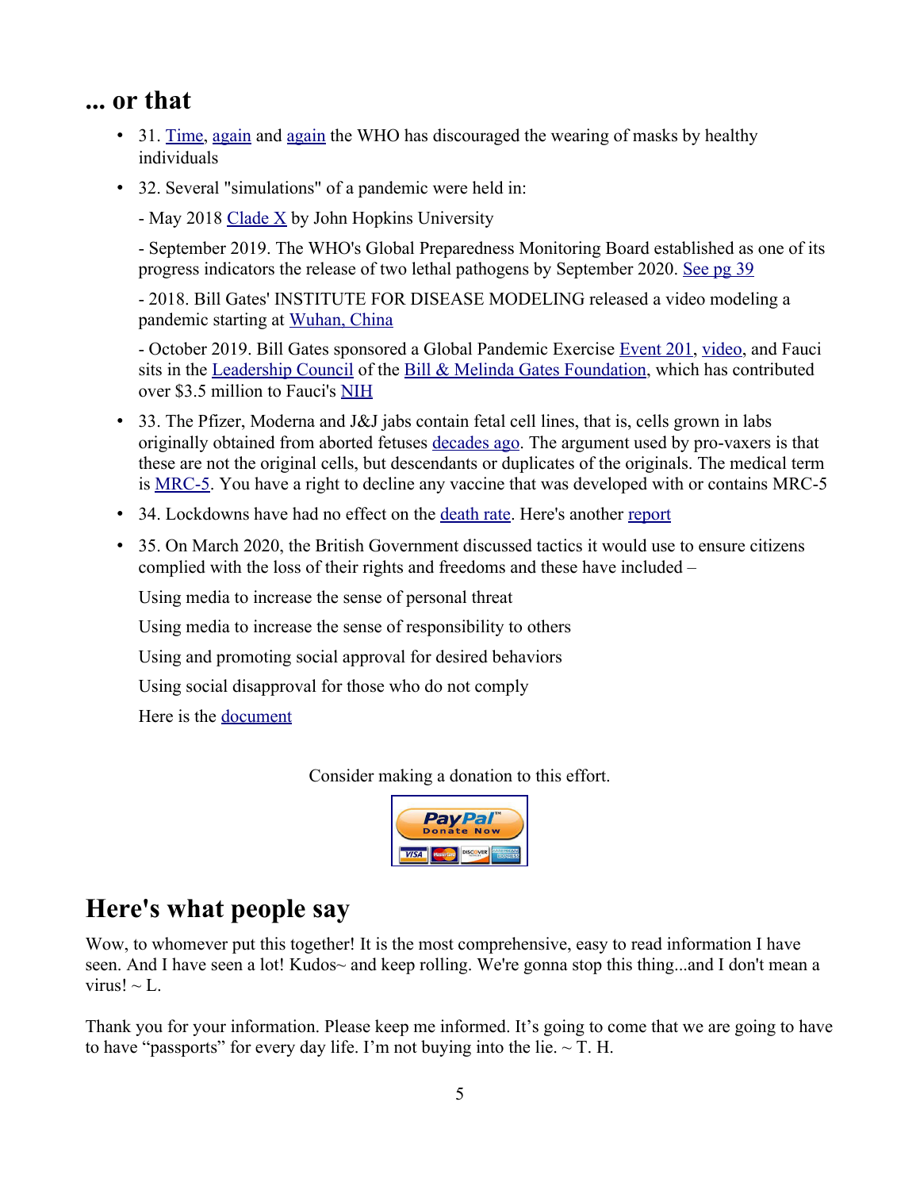## ... or that

- 31. Time, again and again the WHO has discouraged the wearing of masks by healthy individuals
- 32. Several "simulations" of a pandemic were held in:

  - May 2018 Clade X by John Hopkins University

  - September 2019. The WHO's Global Preparedness Monitoring Board established as one of its progress indicators the release of two lethal pathogens by September 2020. See pg 39

  - 2018. Bill Gates' INSTITUTE FOR DISEASE MODELING released a video modeling a pandemic starting at Wuhan, China

  - October 2019. Bill Gates sponsored a Global Pandemic Exercise Event 201, video, and Fauci sits in the Leadership Council of the Bill & Melinda Gates Foundation, which has contributed over $3.5 million to Fauci's NIH
- 33. The Pfizer, Moderna and J&J jabs contain fetal cell lines, that is, cells grown in labs originally obtained from aborted fetuses decades ago. The argument used by pro-vaxers is that these are not the original cells, but descendants or duplicates of the originals. The medical term is MRC-5. You have a right to decline any vaccine that was developed with or contains MRC-5
- 34. Lockdowns have had no effect on the death rate. Here's another report
- 35. On March 2020, the British Government discussed tactics it would use to ensure citizens complied with the loss of their rights and freedoms and these have included –

  Using media to increase the sense of personal threat

  Using media to increase the sense of responsibility to others

  Using and promoting social approval for desired behaviors

  Using social disapproval for those who do not comply

  Here is the document

Consider making a donation to this effort.

PayPal Donate Now

# Here's what people say

Wow, to whomever put this together! It is the most comprehensive, easy to read information I have seen. And I have seen a lot! Kudos~ and keep rolling. We're gonna stop this thing...and I don't mean a virus! ~ L.

Thank you for your information. Please keep me informed. It's going to come that we are going to have to have "passports" for every day life. I'm not buying into the lie. ~ T. H.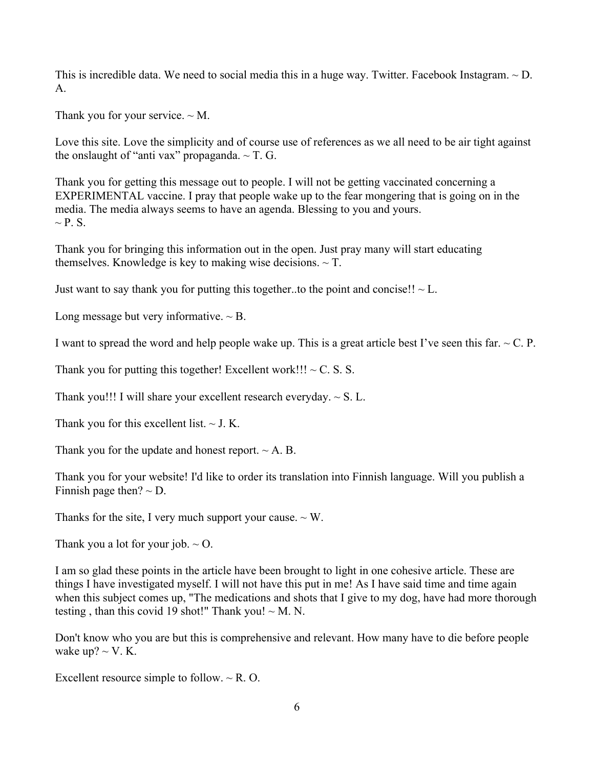This is incredible data. We need to social media this in a huge way. Twitter. Facebook Instagram. ~ D. A.

Thank you for your service. ~ M.

Love this site. Love the simplicity and of course use of references as we all need to be air tight against the onslaught of "anti vax" propaganda. ~ T. G.

Thank you for getting this message out to people. I will not be getting vaccinated concerning a EXPERIMENTAL vaccine. I pray that people wake up to the fear mongering that is going on in the media. The media always seems to have an agenda. Blessing to you and yours.
~ P. S.

Thank you for bringing this information out in the open. Just pray many will start educating themselves. Knowledge is key to making wise decisions. ~ T.

Just want to say thank you for putting this together..to the point and concise!! ~ L.

Long message but very informative. ~ B.

I want to spread the word and help people wake up. This is a great article best I've seen this far. ~ C. P.

Thank you for putting this together! Excellent work!!! ~ C. S. S.

Thank you!!! I will share your excellent research everyday. ~ S. L.

Thank you for this excellent list. ~ J. K.

Thank you for the update and honest report. ~ A. B.

Thank you for your website! I'd like to order its translation into Finnish language. Will you publish a Finnish page then? ~ D.

Thanks for the site, I very much support your cause. ~ W.

Thank you a lot for your job. ~ O.

I am so glad these points in the article have been brought to light in one cohesive article. These are things I have investigated myself. I will not have this put in me! As I have said time and time again when this subject comes up, "The medications and shots that I give to my dog, have had more thorough testing , than this covid 19 shot!" Thank you! ~ M. N.

Don't know who you are but this is comprehensive and relevant. How many have to die before people wake up? ~ V. K.

Excellent resource simple to follow. ~ R. O.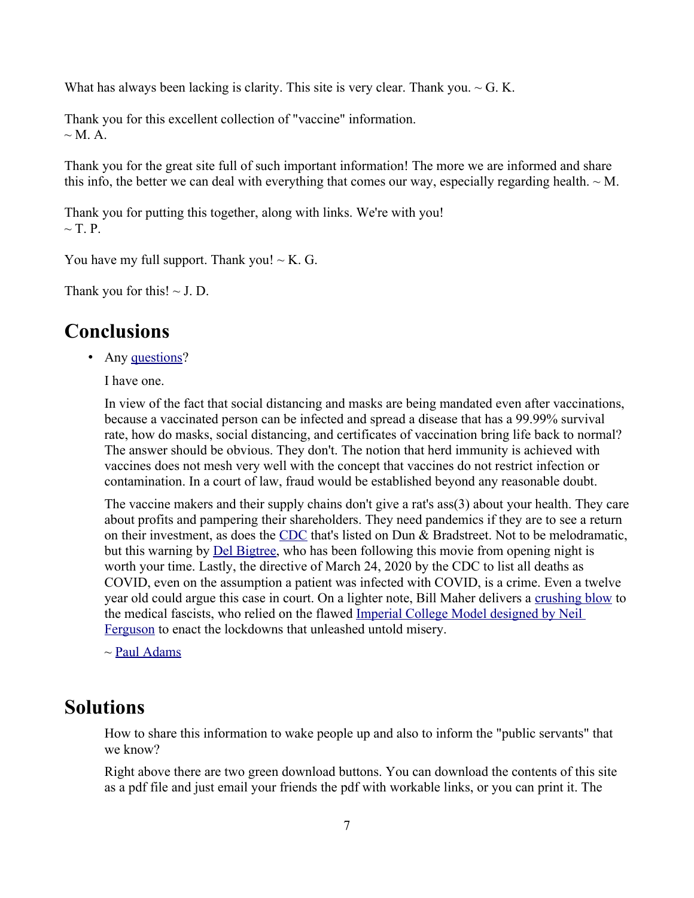What has always been lacking is clarity. This site is very clear. Thank you. ~ G. K.

Thank you for this excellent collection of "vaccine" information.
~ M. A.

Thank you for the great site full of such important information! The more we are informed and share this info, the better we can deal with everything that comes our way, especially regarding health. ~ M.

Thank you for putting this together, along with links. We're with you!
~ T. P.

You have my full support. Thank you! ~ K. G.

Thank you for this! ~ J. D.

## Conclusions

- Any questions?

  I have one.

  In view of the fact that social distancing and masks are being mandated even after vaccinations, because a vaccinated person can be infected and spread a disease that has a 99.99% survival rate, how do masks, social distancing, and certificates of vaccination bring life back to normal? The answer should be obvious. They don't. The notion that herd immunity is achieved with vaccines does not mesh very well with the concept that vaccines do not restrict infection or contamination. In a court of law, fraud would be established beyond any reasonable doubt.

  The vaccine makers and their supply chains don't give a rat's ass(3) about your health. They care about profits and pampering their shareholders. They need pandemics if they are to see a return on their investment, as does the CDC that's listed on Dun & Bradstreet. Not to be melodramatic, but this warning by Del Bigtree, who has been following this movie from opening night is worth your time. Lastly, the directive of March 24, 2020 by the CDC to list all deaths as COVID, even on the assumption a patient was infected with COVID, is a crime. Even a twelve year old could argue this case in court. On a lighter note, Bill Maher delivers a crushing blow to the medical fascists, who relied on the flawed Imperial College Model designed by Neil Ferguson to enact the lockdowns that unleashed untold misery.

  ~ Paul Adams

## Solutions

How to share this information to wake people up and also to inform the "public servants" that we know?

Right above there are two green download buttons. You can download the contents of this site as a pdf file and just email your friends the pdf with workable links, or you can print it. The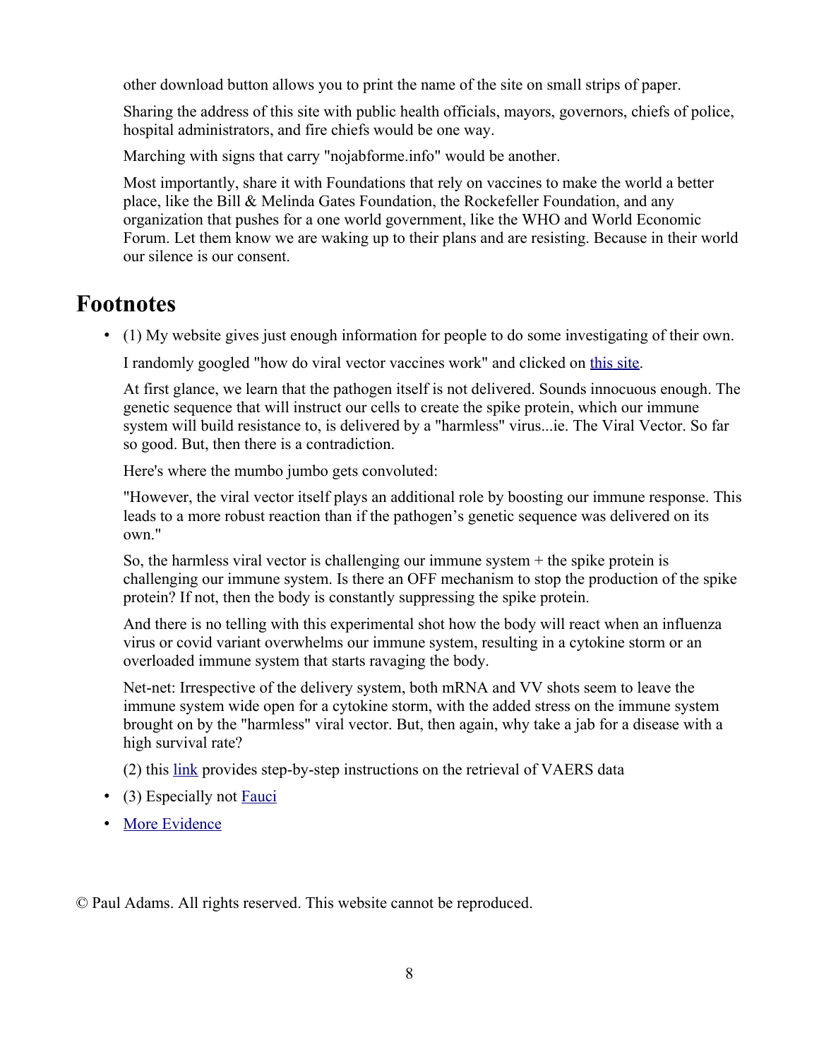other download button allows you to print the name of the site on small strips of paper.

Sharing the address of this site with public health officials, mayors, governors, chiefs of police, hospital administrators, and fire chiefs would be one way.

Marching with signs that carry "nojabforme.info" would be another.

Most importantly, share it with Foundations that rely on vaccines to make the world a better place, like the Bill & Melinda Gates Foundation, the Rockefeller Foundation, and any organization that pushes for a one world government, like the WHO and World Economic Forum. Let them know we are waking up to their plans and are resisting. Because in their world our silence is our consent.

## Footnotes

- (1) My website gives just enough information for people to do some investigating of their own.

  I randomly googled "how do viral vector vaccines work" and clicked on this site.

  At first glance, we learn that the pathogen itself is not delivered. Sounds innocuous enough. The genetic sequence that will instruct our cells to create the spike protein, which our immune system will build resistance to, is delivered by a "harmless" virus...ie. The Viral Vector. So far so good. But, then there is a contradiction.

  Here's where the mumbo jumbo gets convoluted:

  "However, the viral vector itself plays an additional role by boosting our immune response. This leads to a more robust reaction than if the pathogen's genetic sequence was delivered on its own."

  So, the harmless viral vector is challenging our immune system + the spike protein is challenging our immune system. Is there an OFF mechanism to stop the production of the spike protein? If not, then the body is constantly suppressing the spike protein.

  And there is no telling with this experimental shot how the body will react when an influenza virus or covid variant overwhelms our immune system, resulting in a cytokine storm or an overloaded immune system that starts ravaging the body.

  Net-net: Irrespective of the delivery system, both mRNA and VV shots seem to leave the immune system wide open for a cytokine storm, with the added stress on the immune system brought on by the "harmless" viral vector. But, then again, why take a jab for a disease with a high survival rate?

  (2) this link provides step-by-step instructions on the retrieval of VAERS data

- (3) Especially not Fauci
- More Evidence

© Paul Adams. All rights reserved. This website cannot be reproduced.